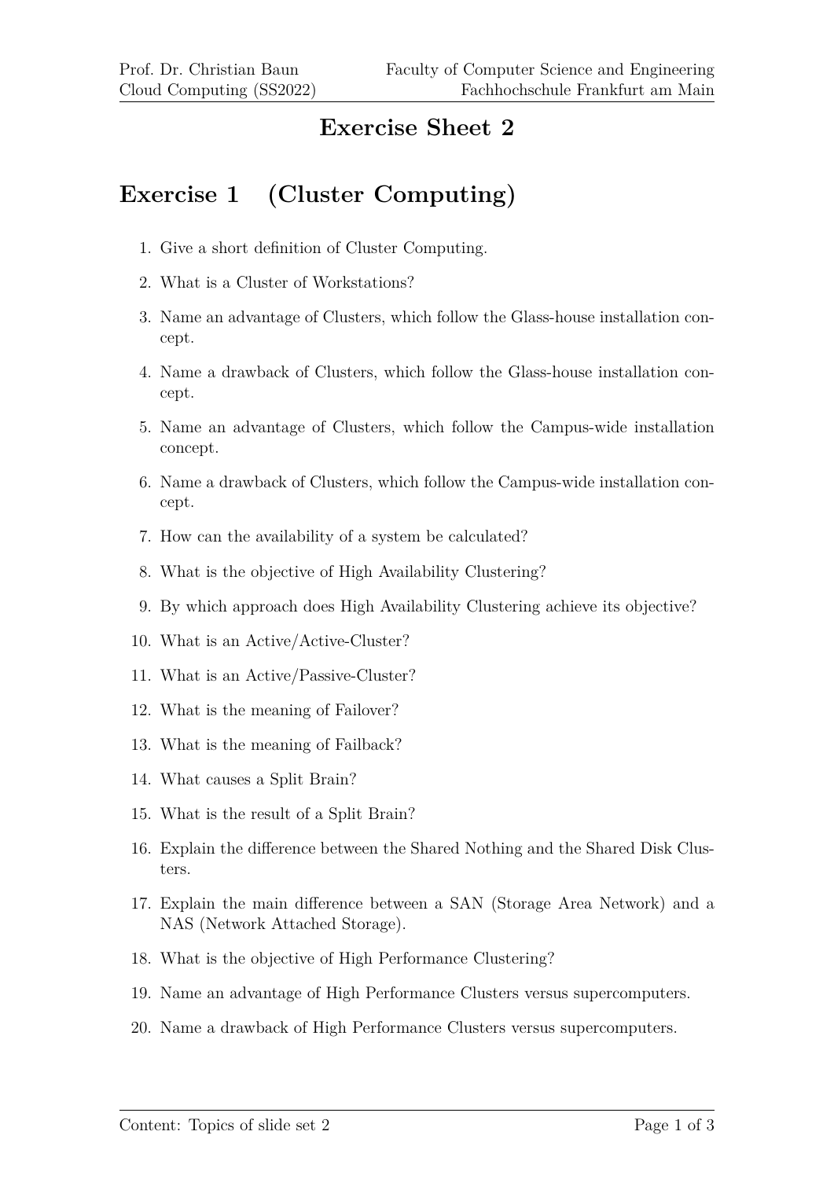# Exercise Sheet 2

## Exercise 1 (Cluster Computing)

1. Give a short definition of Cluster Computing.
2. What is a Cluster of Workstations?
3. Name an advantage of Clusters, which follow the Glass-house installation concept.
4. Name a drawback of Clusters, which follow the Glass-house installation concept.
5. Name an advantage of Clusters, which follow the Campus-wide installation concept.
6. Name a drawback of Clusters, which follow the Campus-wide installation concept.
7. How can the availability of a system be calculated?
8. What is the objective of High Availability Clustering?
9. By which approach does High Availability Clustering achieve its objective?
10. What is an Active/Active-Cluster?
11. What is an Active/Passive-Cluster?
12. What is the meaning of Failover?
13. What is the meaning of Failback?
14. What causes a Split Brain?
15. What is the result of a Split Brain?
16. Explain the difference between the Shared Nothing and the Shared Disk Clusters.
17. Explain the main difference between a SAN (Storage Area Network) and a NAS (Network Attached Storage).
18. What is the objective of High Performance Clustering?
19. Name an advantage of High Performance Clusters versus supercomputers.
20. Name a drawback of High Performance Clusters versus supercomputers.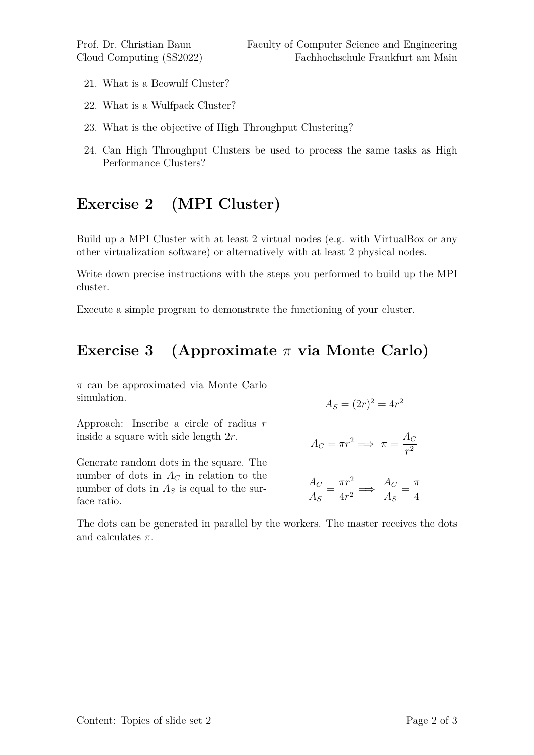21. What is a Beowulf Cluster?
22. What is a Wulfpack Cluster?
23. What is the objective of High Throughput Clustering?
24. Can High Throughput Clusters be used to process the same tasks as High Performance Clusters?

## Exercise 2 (MPI Cluster)

Build up a MPI Cluster with at least 2 virtual nodes (e.g. with VirtualBox or any other virtualization software) or alternatively with at least 2 physical nodes.

Write down precise instructions with the steps you performed to build up the MPI cluster.

Execute a simple program to demonstrate the functioning of your cluster.

## Exercise 3 (Approximate $\pi$ via Monte Carlo)

$\pi$ can be approximated via Monte Carlo simulation.

Approach: Inscribe a circle of radius $r$ inside a square with side length $2r$.

Generate random dots in the square. The number of dots in $A_C$ in relation to the number of dots in $A_S$ is equal to the surface ratio.

$$A_S = (2r)^2 = 4r^2$$

$$A_C = \pi r^2 \implies \pi = \frac{A_C}{r^2}$$

$$\frac{A_C}{A_S} = \frac{\pi r^2}{4r^2} \implies \frac{A_C}{A_S} = \frac{\pi}{4}$$

The dots can be generated in parallel by the workers. The master receives the dots and calculates $\pi$.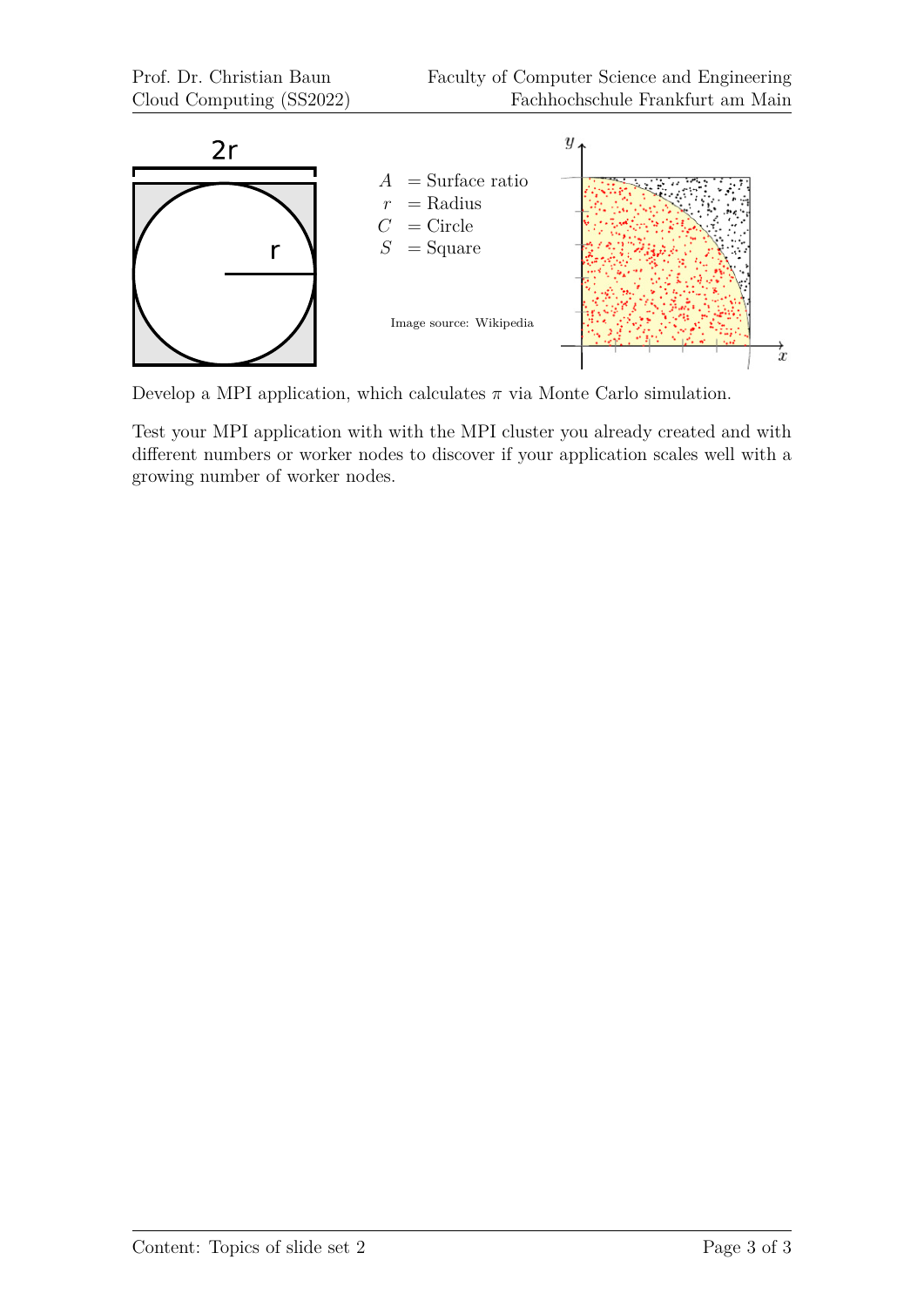2r

r

$A$ = Surface ratio
$r$ = Radius
$C$ = Circle
$S$ = Square

Image source: Wikipedia

$y$

$x$

Develop a MPI application, which calculates $\pi$ via Monte Carlo simulation.

Test your MPI application with with the MPI cluster you already created and with different numbers or worker nodes to discover if your application scales well with a growing number of worker nodes.